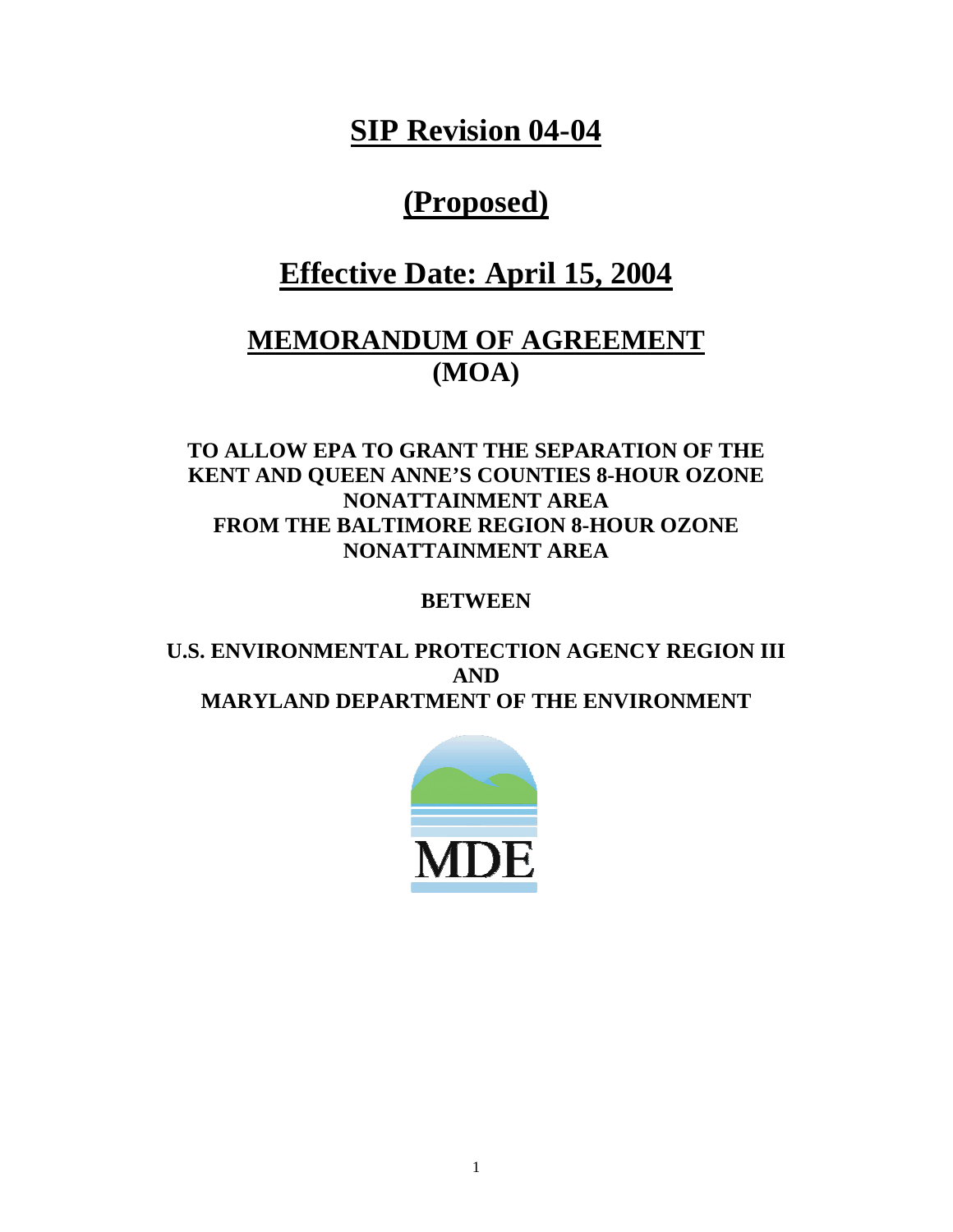# SIP Revision 04-04

# (Proposed)

# Effective Date: April 15, 2004

# MEMORANDUM OF AGREEMENT (MOA)

**TO ALLOW EPA TO GRANT THE SEPARATION OF THE KENT AND QUEEN ANNE'S COUNTIES 8-HOUR OZONE NONATTAINMENT AREA FROM THE BALTIMORE REGION 8-HOUR OZONE NONATTAINMENT AREA**

**BETWEEN**

**U.S. ENVIRONMENTAL PROTECTION AGENCY REGION III AND MARYLAND DEPARTMENT OF THE ENVIRONMENT**

MDE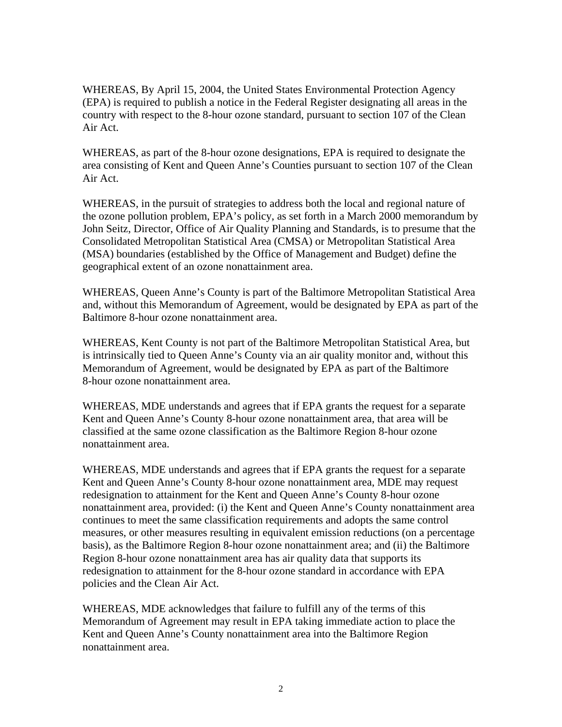WHEREAS, By April 15, 2004, the United States Environmental Protection Agency (EPA) is required to publish a notice in the Federal Register designating all areas in the country with respect to the 8-hour ozone standard, pursuant to section 107 of the Clean Air Act.

WHEREAS, as part of the 8-hour ozone designations, EPA is required to designate the area consisting of Kent and Queen Anne's Counties pursuant to section 107 of the Clean Air Act.

WHEREAS, in the pursuit of strategies to address both the local and regional nature of the ozone pollution problem, EPA's policy, as set forth in a March 2000 memorandum by John Seitz, Director, Office of Air Quality Planning and Standards, is to presume that the Consolidated Metropolitan Statistical Area (CMSA) or Metropolitan Statistical Area (MSA) boundaries (established by the Office of Management and Budget) define the geographical extent of an ozone nonattainment area.

WHEREAS, Queen Anne's County is part of the Baltimore Metropolitan Statistical Area and, without this Memorandum of Agreement, would be designated by EPA as part of the Baltimore 8-hour ozone nonattainment area.

WHEREAS, Kent County is not part of the Baltimore Metropolitan Statistical Area, but is intrinsically tied to Queen Anne's County via an air quality monitor and, without this Memorandum of Agreement, would be designated by EPA as part of the Baltimore 8-hour ozone nonattainment area.

WHEREAS, MDE understands and agrees that if EPA grants the request for a separate Kent and Queen Anne's County 8-hour ozone nonattainment area, that area will be classified at the same ozone classification as the Baltimore Region 8-hour ozone nonattainment area.

WHEREAS, MDE understands and agrees that if EPA grants the request for a separate Kent and Queen Anne's County 8-hour ozone nonattainment area, MDE may request redesignation to attainment for the Kent and Queen Anne's County 8-hour ozone nonattainment area, provided: (i) the Kent and Queen Anne's County nonattainment area continues to meet the same classification requirements and adopts the same control measures, or other measures resulting in equivalent emission reductions (on a percentage basis), as the Baltimore Region 8-hour ozone nonattainment area; and (ii) the Baltimore Region 8-hour ozone nonattainment area has air quality data that supports its redesignation to attainment for the 8-hour ozone standard in accordance with EPA policies and the Clean Air Act.

WHEREAS, MDE acknowledges that failure to fulfill any of the terms of this Memorandum of Agreement may result in EPA taking immediate action to place the Kent and Queen Anne's County nonattainment area into the Baltimore Region nonattainment area.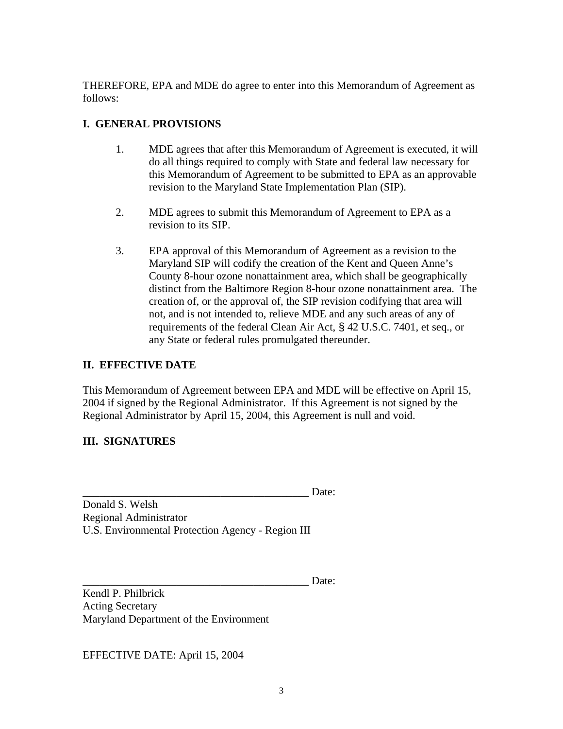THEREFORE, EPA and MDE do agree to enter into this Memorandum of Agreement as follows:

## I. GENERAL PROVISIONS

1. MDE agrees that after this Memorandum of Agreement is executed, it will do all things required to comply with State and federal law necessary for this Memorandum of Agreement to be submitted to EPA as an approvable revision to the Maryland State Implementation Plan (SIP).

2. MDE agrees to submit this Memorandum of Agreement to EPA as a revision to its SIP.

3. EPA approval of this Memorandum of Agreement as a revision to the Maryland SIP will codify the creation of the Kent and Queen Anne's County 8-hour ozone nonattainment area, which shall be geographically distinct from the Baltimore Region 8-hour ozone nonattainment area. The creation of, or the approval of, the SIP revision codifying that area will not, and is not intended to, relieve MDE and any such areas of any of requirements of the federal Clean Air Act, § 42 U.S.C. 7401, et seq., or any State or federal rules promulgated thereunder.

## II. EFFECTIVE DATE

This Memorandum of Agreement between EPA and MDE will be effective on April 15, 2004 if signed by the Regional Administrator. If this Agreement is not signed by the Regional Administrator by April 15, 2004, this Agreement is null and void.

## III. SIGNATURES

__________________________________________ Date:
Donald S. Welsh
Regional Administrator
U.S. Environmental Protection Agency - Region III

__________________________________________ Date:
Kendl P. Philbrick
Acting Secretary
Maryland Department of the Environment

EFFECTIVE DATE: April 15, 2004